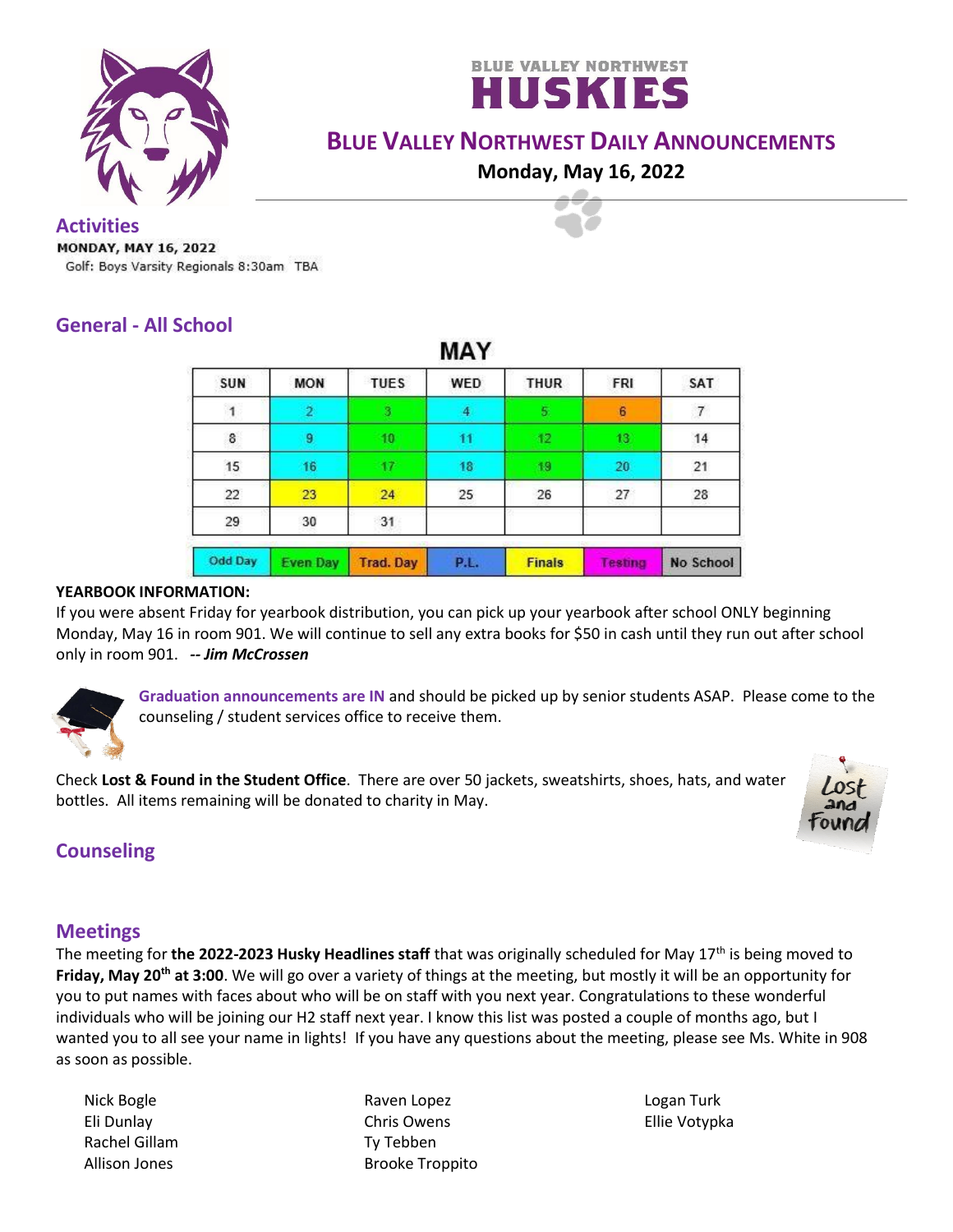BLUE VALLEY NORTHWEST

# HUSKIES

## Blue Valley Northwest Daily Announcements

**Monday, May 16, 2022**

## Activities

**MONDAY, MAY 16, 2022**

Golf: Boys Varsity Regionals 8:30am TBA

## General - All School

**MAY**

| SUN | MON | TUES | WED | THUR | FRI | SAT |
|---|---|---|---|---|---|---|
| 1 | 2 | 3 | 4 | 5 | 6 | 7 |
| 8 | 9 | 10 | 11 | 12 | 13 | 14 |
| 15 | 16 | 17 | 18 | 19 | 20 | 21 |
| 22 | 23 | 24 | 25 | 26 | 27 | 28 |
| 29 | 30 | 31 | | | | |

| | | | | | | |
|---|---|---|---|---|---|---|
| Odd Day | Even Day | Trad. Day | P.L. | Finals | Testing | No School |

**YEARBOOK INFORMATION:**

If you were absent Friday for yearbook distribution, you can pick up your yearbook after school ONLY beginning Monday, May 16 in room 901. We will continue to sell any extra books for $50 in cash until they run out after school only in room 901. ***-- Jim McCrossen***

**Graduation announcements are IN** and should be picked up by senior students ASAP. Please come to the counseling / student services office to receive them.

Check **Lost & Found in the Student Office**. There are over 50 jackets, sweatshirts, shoes, hats, and water bottles. All items remaining will be donated to charity in May.

Lost and Found

## Counseling

## Meetings

The meeting for **the 2022-2023 Husky Headlines staff** that was originally scheduled for May 17th is being moved to **Friday, May 20th at 3:00**. We will go over a variety of things at the meeting, but mostly it will be an opportunity for you to put names with faces about who will be on staff with you next year. Congratulations to these wonderful individuals who will be joining our H2 staff next year. I know this list was posted a couple of months ago, but I wanted you to all see your name in lights! If you have any questions about the meeting, please see Ms. White in 908 as soon as possible.

- Nick Bogle
- Eli Dunlay
- Rachel Gillam
- Allison Jones
- Raven Lopez
- Chris Owens
- Ty Tebben
- Brooke Troppito
- Logan Turk
- Ellie Votypka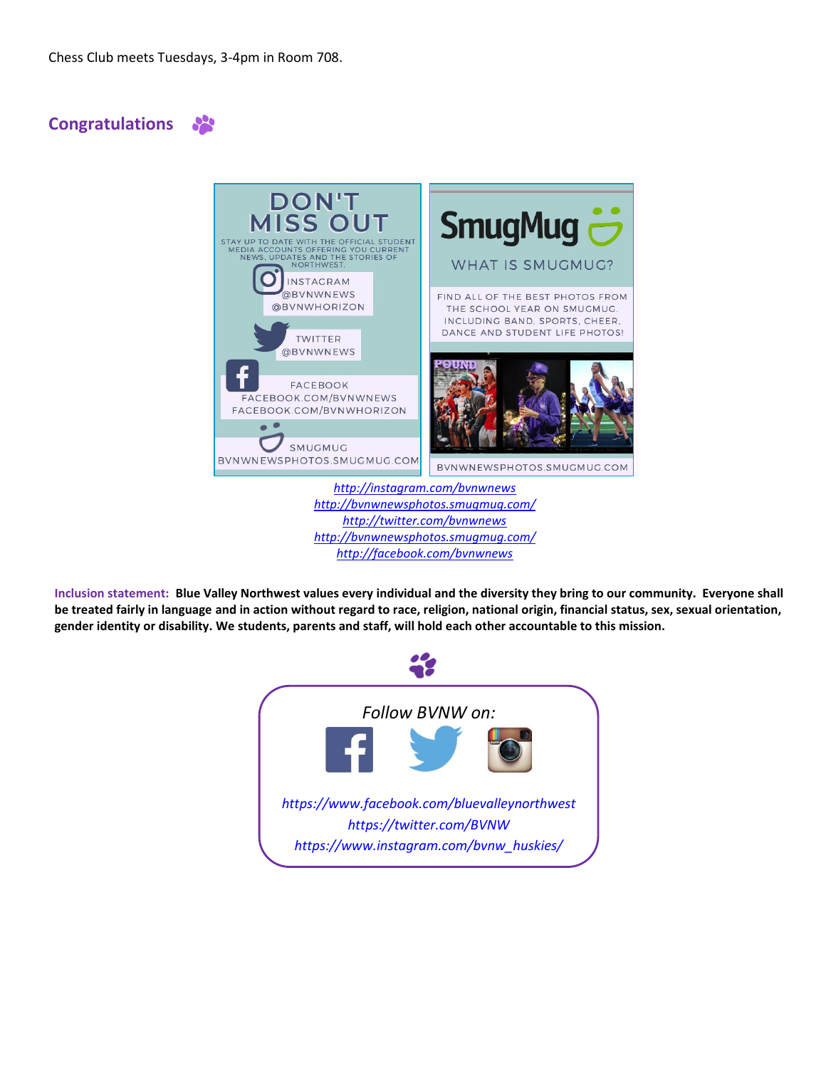Chess Club meets Tuesdays, 3-4pm in Room 708.

## Congratulations

DON'T MISS OUT

STAY UP TO DATE WITH THE OFFICIAL STUDENT MEDIA ACCOUNTS OFFERING YOU CURRENT NEWS, UPDATES AND THE STORIES OF NORTHWEST.

INSTAGRAM
@BVNWNEWS
@BVNWHORIZON

TWITTER
@BVNWNEWS

FACEBOOK
FACEBOOK.COM/BVNWNEWS
FACEBOOK.COM/BVNWHORIZON

SMUGMUG
BVNWNEWSPHOTOS.SMUGMUG.COM

SmugMug

WHAT IS SMUGMUG?

FIND ALL OF THE BEST PHOTOS FROM THE SCHOOL YEAR ON SMUGMUG. INCLUDING BAND, SPORTS, CHEER, DANCE AND STUDENT LIFE PHOTOS!

BVNWNEWSPHOTOS.SMUGMUG.COM

*http://instagram.com/bvnwnews*
*http://bvnwnewsphotos.smugmug.com/*
*http://twitter.com/bvnwnews*
*http://bvnwnewsphotos.smugmug.com/*
*http://facebook.com/bvnwnews*

**Inclusion statement: Blue Valley Northwest values every individual and the diversity they bring to our community. Everyone shall be treated fairly in language and in action without regard to race, religion, national origin, financial status, sex, sexual orientation, gender identity or disability. We students, parents and staff, will hold each other accountable to this mission.**

*Follow BVNW on:*

*https://www.facebook.com/bluevalleynorthwest*
*https://twitter.com/BVNW*
*https://www.instagram.com/bvnw_huskies/*